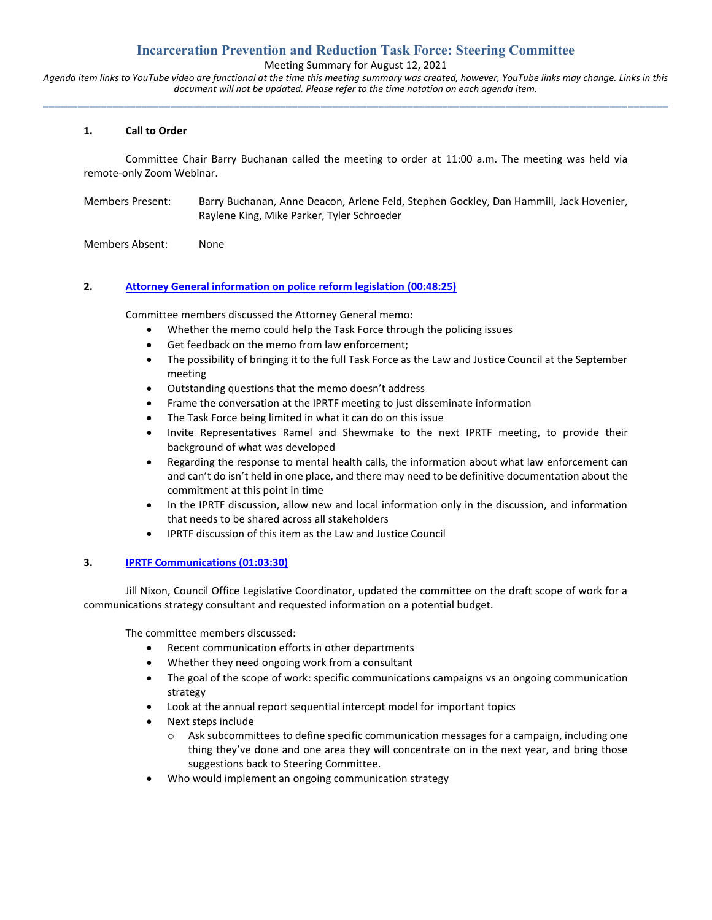# Incarceration Prevention and Reduction Task Force: Steering Committee

Meeting Summary for August 12, 2021

*Agenda item links to YouTube video are functional at the time this meeting summary was created, however, YouTube links may change. Links in this document will not be updated. Please refer to the time notation on each agenda item.*

---

## 1. Call to Order

Committee Chair Barry Buchanan called the meeting to order at 11:00 a.m. The meeting was held via remote-only Zoom Webinar.

Members Present: Barry Buchanan, Anne Deacon, Arlene Feld, Stephen Gockley, Dan Hammill, Jack Hovenier, Raylene King, Mike Parker, Tyler Schroeder

Members Absent: None

## 2. Attorney General information on police reform legislation (00:48:25)

Committee members discussed the Attorney General memo:

- Whether the memo could help the Task Force through the policing issues
- Get feedback on the memo from law enforcement;
- The possibility of bringing it to the full Task Force as the Law and Justice Council at the September meeting
- Outstanding questions that the memo doesn't address
- Frame the conversation at the IPRTF meeting to just disseminate information
- The Task Force being limited in what it can do on this issue
- Invite Representatives Ramel and Shewmake to the next IPRTF meeting, to provide their background of what was developed
- Regarding the response to mental health calls, the information about what law enforcement can and can't do isn't held in one place, and there may need to be definitive documentation about the commitment at this point in time
- In the IPRTF discussion, allow new and local information only in the discussion, and information that needs to be shared across all stakeholders
- IPRTF discussion of this item as the Law and Justice Council

## 3. IPRTF Communications (01:03:30)

Jill Nixon, Council Office Legislative Coordinator, updated the committee on the draft scope of work for a communications strategy consultant and requested information on a potential budget.

The committee members discussed:

- Recent communication efforts in other departments
- Whether they need ongoing work from a consultant
- The goal of the scope of work: specific communications campaigns vs an ongoing communication strategy
- Look at the annual report sequential intercept model for important topics
- Next steps include
  - Ask subcommittees to define specific communication messages for a campaign, including one thing they've done and one area they will concentrate on in the next year, and bring those suggestions back to Steering Committee.
- Who would implement an ongoing communication strategy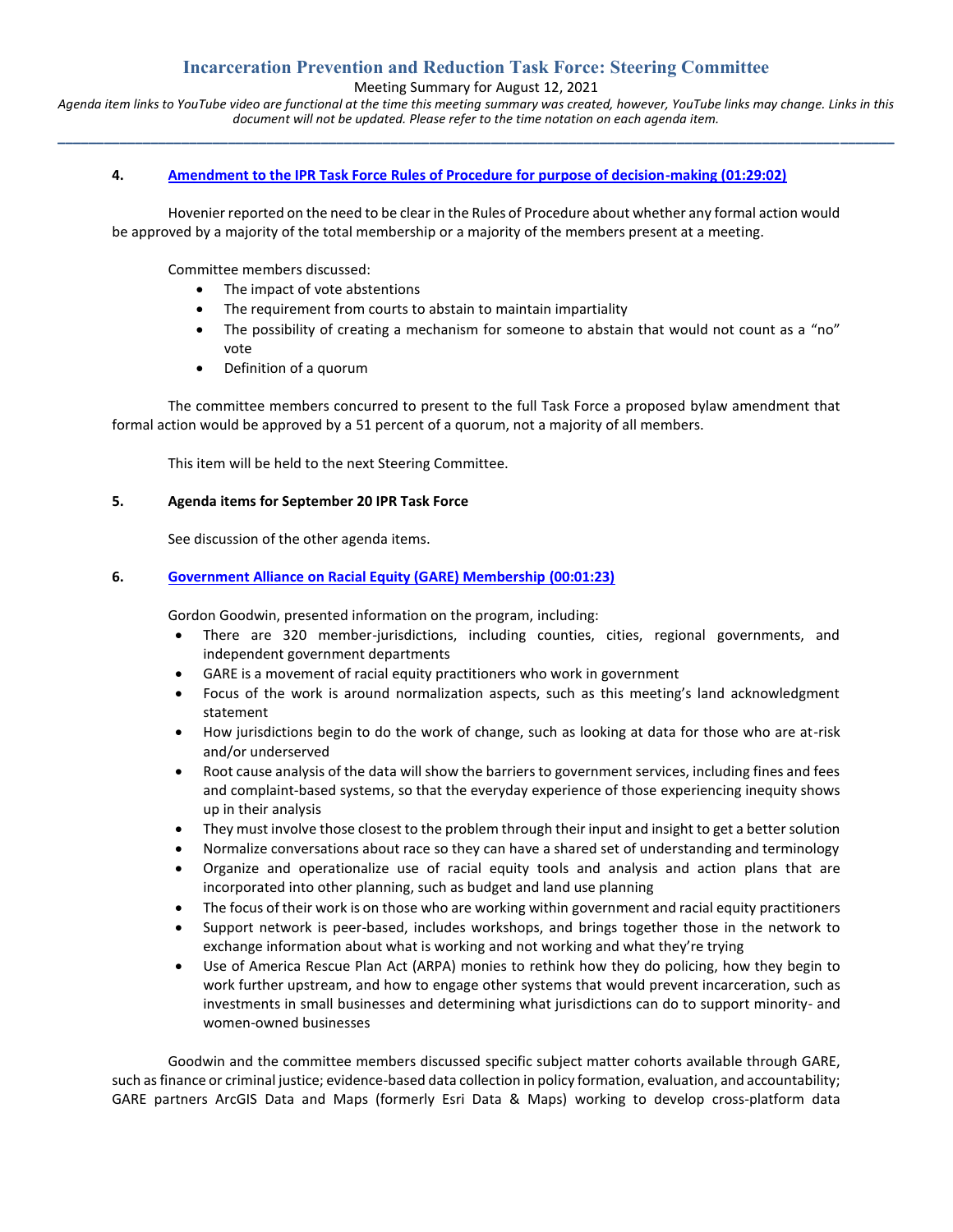### 4. [Amendment to the IPR Task Force Rules of Procedure for purpose of decision-making (01:29:02)]

Hovenier reported on the need to be clear in the Rules of Procedure about whether any formal action would be approved by a majority of the total membership or a majority of the members present at a meeting.

Committee members discussed:

- The impact of vote abstentions
- The requirement from courts to abstain to maintain impartiality
- The possibility of creating a mechanism for someone to abstain that would not count as a "no" vote
- Definition of a quorum

The committee members concurred to present to the full Task Force a proposed bylaw amendment that formal action would be approved by a 51 percent of a quorum, not a majority of all members.

This item will be held to the next Steering Committee.

### 5. Agenda items for September 20 IPR Task Force

See discussion of the other agenda items.

### 6. [Government Alliance on Racial Equity (GARE) Membership (00:01:23)]

Gordon Goodwin, presented information on the program, including:

- There are 320 member-jurisdictions, including counties, cities, regional governments, and independent government departments
- GARE is a movement of racial equity practitioners who work in government
- Focus of the work is around normalization aspects, such as this meeting's land acknowledgment statement
- How jurisdictions begin to do the work of change, such as looking at data for those who are at-risk and/or underserved
- Root cause analysis of the data will show the barriers to government services, including fines and fees and complaint-based systems, so that the everyday experience of those experiencing inequity shows up in their analysis
- They must involve those closest to the problem through their input and insight to get a better solution
- Normalize conversations about race so they can have a shared set of understanding and terminology
- Organize and operationalize use of racial equity tools and analysis and action plans that are incorporated into other planning, such as budget and land use planning
- The focus of their work is on those who are working within government and racial equity practitioners
- Support network is peer-based, includes workshops, and brings together those in the network to exchange information about what is working and not working and what they're trying
- Use of America Rescue Plan Act (ARPA) monies to rethink how they do policing, how they begin to work further upstream, and how to engage other systems that would prevent incarceration, such as investments in small businesses and determining what jurisdictions can do to support minority- and women-owned businesses

Goodwin and the committee members discussed specific subject matter cohorts available through GARE, such as finance or criminal justice; evidence-based data collection in policy formation, evaluation, and accountability; GARE partners ArcGIS Data and Maps (formerly Esri Data & Maps) working to develop cross-platform data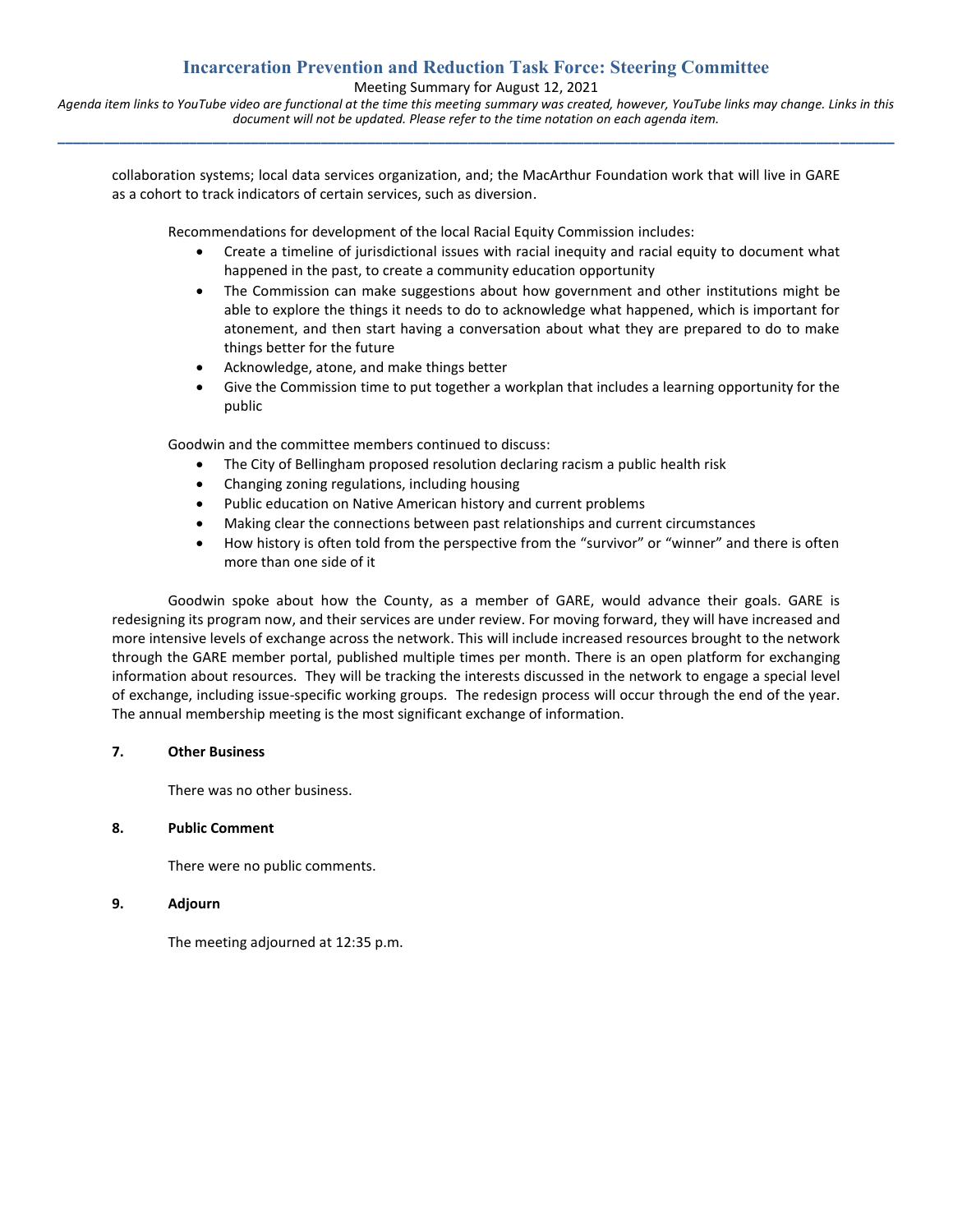collaboration systems; local data services organization, and; the MacArthur Foundation work that will live in GARE as a cohort to track indicators of certain services, such as diversion.

Recommendations for development of the local Racial Equity Commission includes:

- Create a timeline of jurisdictional issues with racial inequity and racial equity to document what happened in the past, to create a community education opportunity
- The Commission can make suggestions about how government and other institutions might be able to explore the things it needs to do to acknowledge what happened, which is important for atonement, and then start having a conversation about what they are prepared to do to make things better for the future
- Acknowledge, atone, and make things better
- Give the Commission time to put together a workplan that includes a learning opportunity for the public

Goodwin and the committee members continued to discuss:

- The City of Bellingham proposed resolution declaring racism a public health risk
- Changing zoning regulations, including housing
- Public education on Native American history and current problems
- Making clear the connections between past relationships and current circumstances
- How history is often told from the perspective from the "survivor" or "winner" and there is often more than one side of it

Goodwin spoke about how the County, as a member of GARE, would advance their goals. GARE is redesigning its program now, and their services are under review. For moving forward, they will have increased and more intensive levels of exchange across the network. This will include increased resources brought to the network through the GARE member portal, published multiple times per month. There is an open platform for exchanging information about resources. They will be tracking the interests discussed in the network to engage a special level of exchange, including issue-specific working groups. The redesign process will occur through the end of the year. The annual membership meeting is the most significant exchange of information.

**7. Other Business**

There was no other business.

**8. Public Comment**

There were no public comments.

**9. Adjourn**

The meeting adjourned at 12:35 p.m.